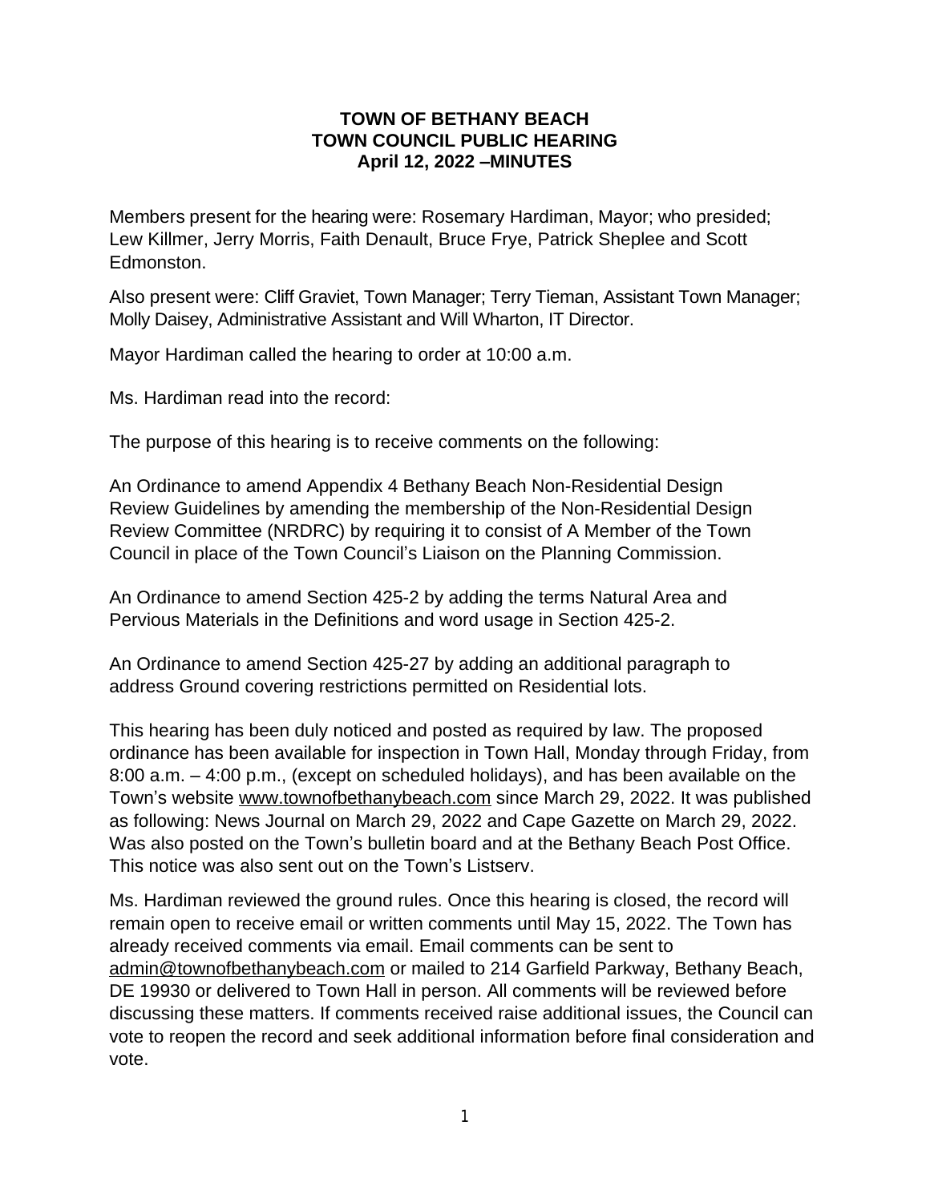# TOWN OF BETHANY BEACH
## TOWN COUNCIL PUBLIC HEARING
### April 12, 2022 –MINUTES

Members present for the hearing were: Rosemary Hardiman, Mayor; who presided; Lew Killmer, Jerry Morris, Faith Denault, Bruce Frye, Patrick Sheplee and Scott Edmonston.

Also present were: Cliff Graviet, Town Manager; Terry Tieman, Assistant Town Manager; Molly Daisey, Administrative Assistant and Will Wharton, IT Director.

Mayor Hardiman called the hearing to order at 10:00 a.m.

Ms. Hardiman read into the record:

The purpose of this hearing is to receive comments on the following:

An Ordinance to amend Appendix 4 Bethany Beach Non-Residential Design Review Guidelines by amending the membership of the Non-Residential Design Review Committee (NRDRC) by requiring it to consist of A Member of the Town Council in place of the Town Council's Liaison on the Planning Commission.

An Ordinance to amend Section 425-2 by adding the terms Natural Area and Pervious Materials in the Definitions and word usage in Section 425-2.

An Ordinance to amend Section 425-27 by adding an additional paragraph to address Ground covering restrictions permitted on Residential lots.

This hearing has been duly noticed and posted as required by law. The proposed ordinance has been available for inspection in Town Hall, Monday through Friday, from 8:00 a.m. – 4:00 p.m., (except on scheduled holidays), and has been available on the Town's website www.townofbethanybeach.com since March 29, 2022. It was published as following: News Journal on March 29, 2022 and Cape Gazette on March 29, 2022. Was also posted on the Town's bulletin board and at the Bethany Beach Post Office. This notice was also sent out on the Town's Listserv.

Ms. Hardiman reviewed the ground rules. Once this hearing is closed, the record will remain open to receive email or written comments until May 15, 2022. The Town has already received comments via email. Email comments can be sent to admin@townofbethanybeach.com or mailed to 214 Garfield Parkway, Bethany Beach, DE 19930 or delivered to Town Hall in person. All comments will be reviewed before discussing these matters. If comments received raise additional issues, the Council can vote to reopen the record and seek additional information before final consideration and vote.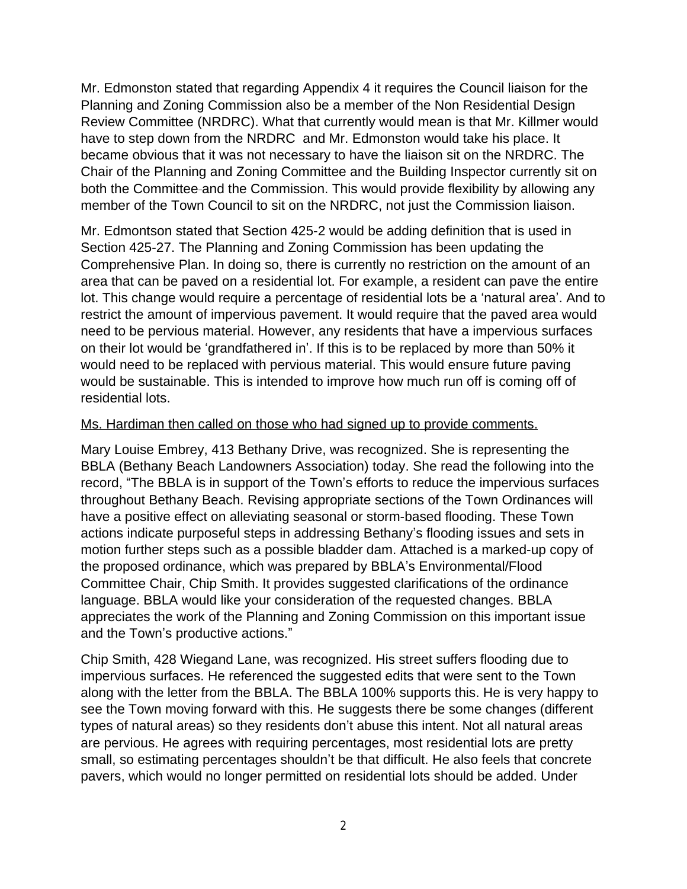Mr. Edmonston stated that regarding Appendix 4 it requires the Council liaison for the Planning and Zoning Commission also be a member of the Non Residential Design Review Committee (NRDRC). What that currently would mean is that Mr. Killmer would have to step down from the NRDRC  and Mr. Edmonston would take his place. It became obvious that it was not necessary to have the liaison sit on the NRDRC. The Chair of the Planning and Zoning Committee and the Building Inspector currently sit on both the Committee and the Commission. This would provide flexibility by allowing any member of the Town Council to sit on the NRDRC, not just the Commission liaison.

Mr. Edmontson stated that Section 425-2 would be adding definition that is used in Section 425-27. The Planning and Zoning Commission has been updating the Comprehensive Plan. In doing so, there is currently no restriction on the amount of an area that can be paved on a residential lot. For example, a resident can pave the entire lot. This change would require a percentage of residential lots be a 'natural area'. And to restrict the amount of impervious pavement. It would require that the paved area would need to be pervious material. However, any residents that have a impervious surfaces on their lot would be 'grandfathered in'. If this is to be replaced by more than 50% it would need to be replaced with pervious material. This would ensure future paving would be sustainable. This is intended to improve how much run off is coming off of residential lots.

<u>Ms. Hardiman then called on those who had signed up to provide comments.</u>

Mary Louise Embrey, 413 Bethany Drive, was recognized. She is representing the BBLA (Bethany Beach Landowners Association) today. She read the following into the record, "The BBLA is in support of the Town's efforts to reduce the impervious surfaces throughout Bethany Beach. Revising appropriate sections of the Town Ordinances will have a positive effect on alleviating seasonal or storm-based flooding. These Town actions indicate purposeful steps in addressing Bethany's flooding issues and sets in motion further steps such as a possible bladder dam. Attached is a marked-up copy of the proposed ordinance, which was prepared by BBLA's Environmental/Flood Committee Chair, Chip Smith. It provides suggested clarifications of the ordinance language. BBLA would like your consideration of the requested changes. BBLA appreciates the work of the Planning and Zoning Commission on this important issue and the Town's productive actions."

Chip Smith, 428 Wiegand Lane, was recognized. His street suffers flooding due to impervious surfaces. He referenced the suggested edits that were sent to the Town along with the letter from the BBLA. The BBLA 100% supports this. He is very happy to see the Town moving forward with this. He suggests there be some changes (different types of natural areas) so they residents don't abuse this intent. Not all natural areas are pervious. He agrees with requiring percentages, most residential lots are pretty small, so estimating percentages shouldn't be that difficult. He also feels that concrete pavers, which would no longer permitted on residential lots should be added. Under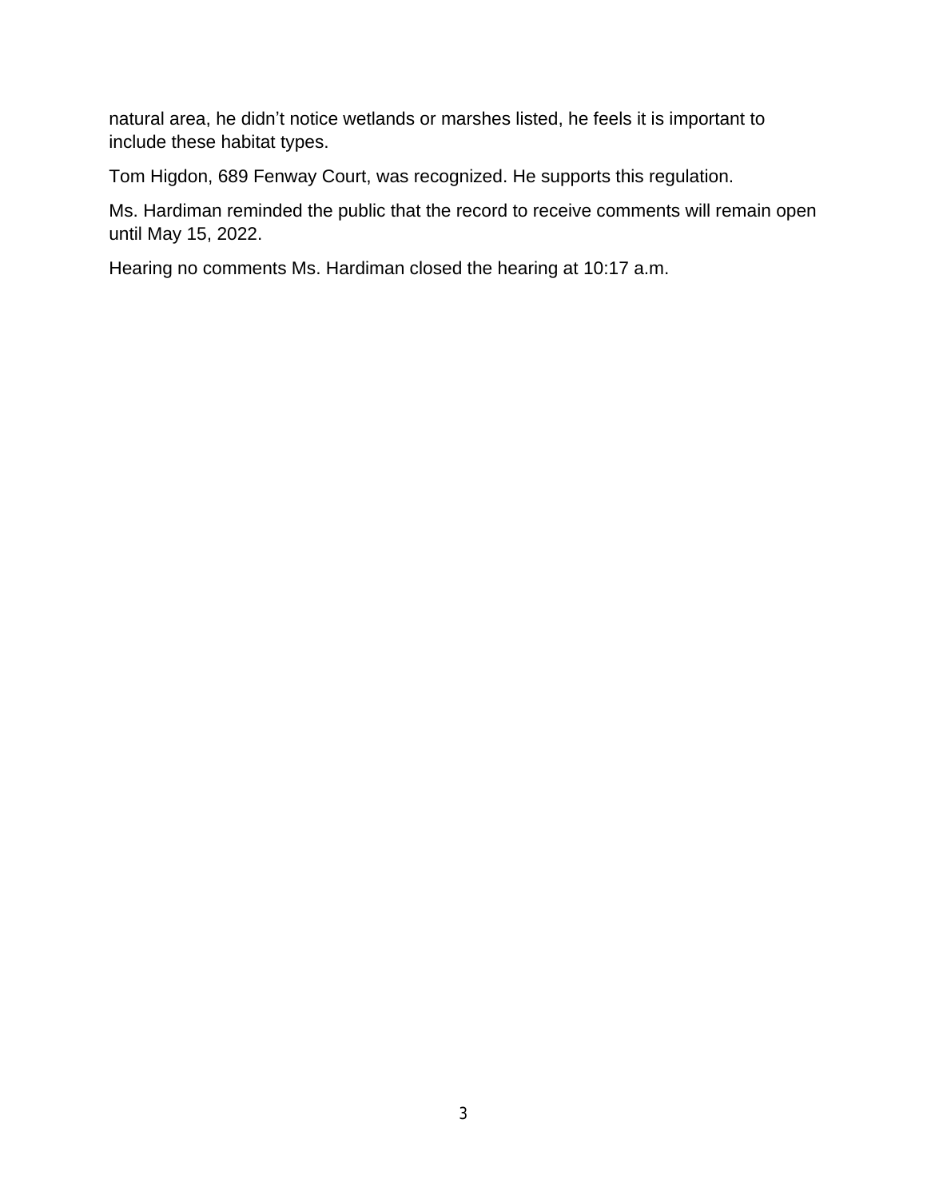natural area, he didn't notice wetlands or marshes listed, he feels it is important to include these habitat types.

Tom Higdon, 689 Fenway Court, was recognized. He supports this regulation.

Ms. Hardiman reminded the public that the record to receive comments will remain open until May 15, 2022.

Hearing no comments Ms. Hardiman closed the hearing at 10:17 a.m.